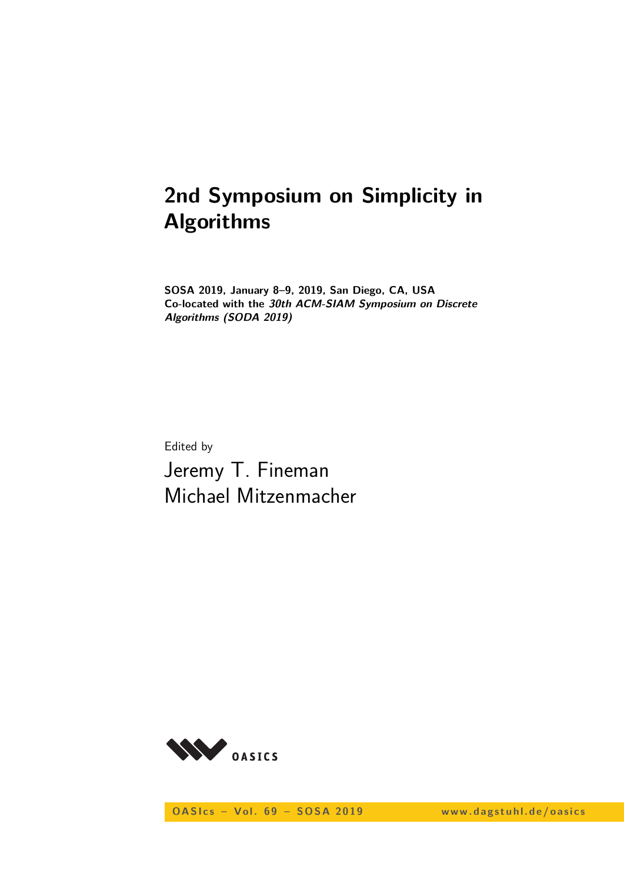# 2nd Symposium on Simplicity in Algorithms

**SOSA 2019, January 8–9, 2019, San Diego, CA, USA**
**Co-located with the *30th ACM-SIAM Symposium on Discrete Algorithms (SODA 2019)***

Edited by

Jeremy T. Fineman
Michael Mitzenmacher

OASIcs

OASIcs – Vol. 69 – SOSA 2019 www.dagstuhl.de/oasics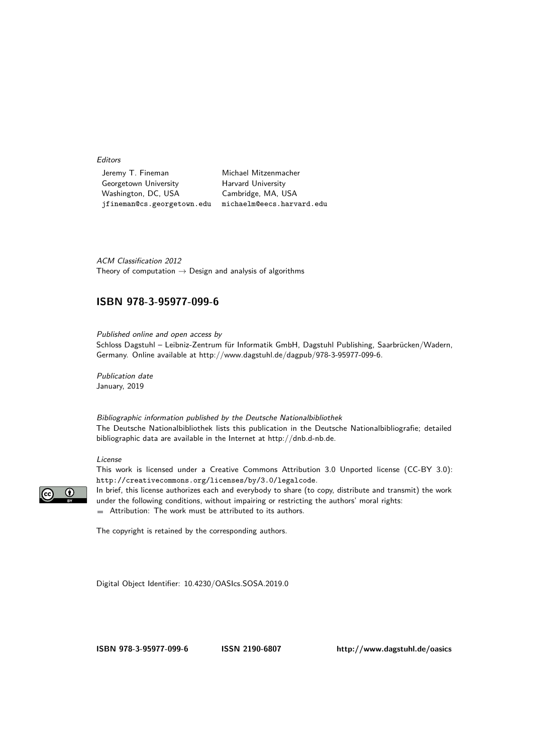*Editors*

Jeremy T. Fineman
Georgetown University
Washington, DC, USA
jfineman@cs.georgetown.edu

Michael Mitzenmacher
Harvard University
Cambridge, MA, USA
michaelm@eecs.harvard.edu

*ACM Classification 2012*
Theory of computation → Design and analysis of algorithms

## ISBN 978-3-95977-099-6

*Published online and open access by*
Schloss Dagstuhl – Leibniz-Zentrum für Informatik GmbH, Dagstuhl Publishing, Saarbrücken/Wadern, Germany. Online available at http://www.dagstuhl.de/dagpub/978-3-95977-099-6.

*Publication date*
January, 2019

*Bibliographic information published by the Deutsche Nationalbibliothek*
The Deutsche Nationalbibliothek lists this publication in the Deutsche Nationalbibliografie; detailed bibliographic data are available in the Internet at http://dnb.d-nb.de.

*License*
This work is licensed under a Creative Commons Attribution 3.0 Unported license (CC-BY 3.0): http://creativecommons.org/licenses/by/3.0/legalcode.
In brief, this license authorizes each and everybody to share (to copy, distribute and transmit) the work under the following conditions, without impairing or restricting the authors' moral rights:

- Attribution: The work must be attributed to its authors.

The copyright is retained by the corresponding authors.

Digital Object Identifier: 10.4230/OASIcs.SOSA.2019.0

**ISBN 978-3-95977-099-6** **ISSN 2190-6807** **http://www.dagstuhl.de/oasics**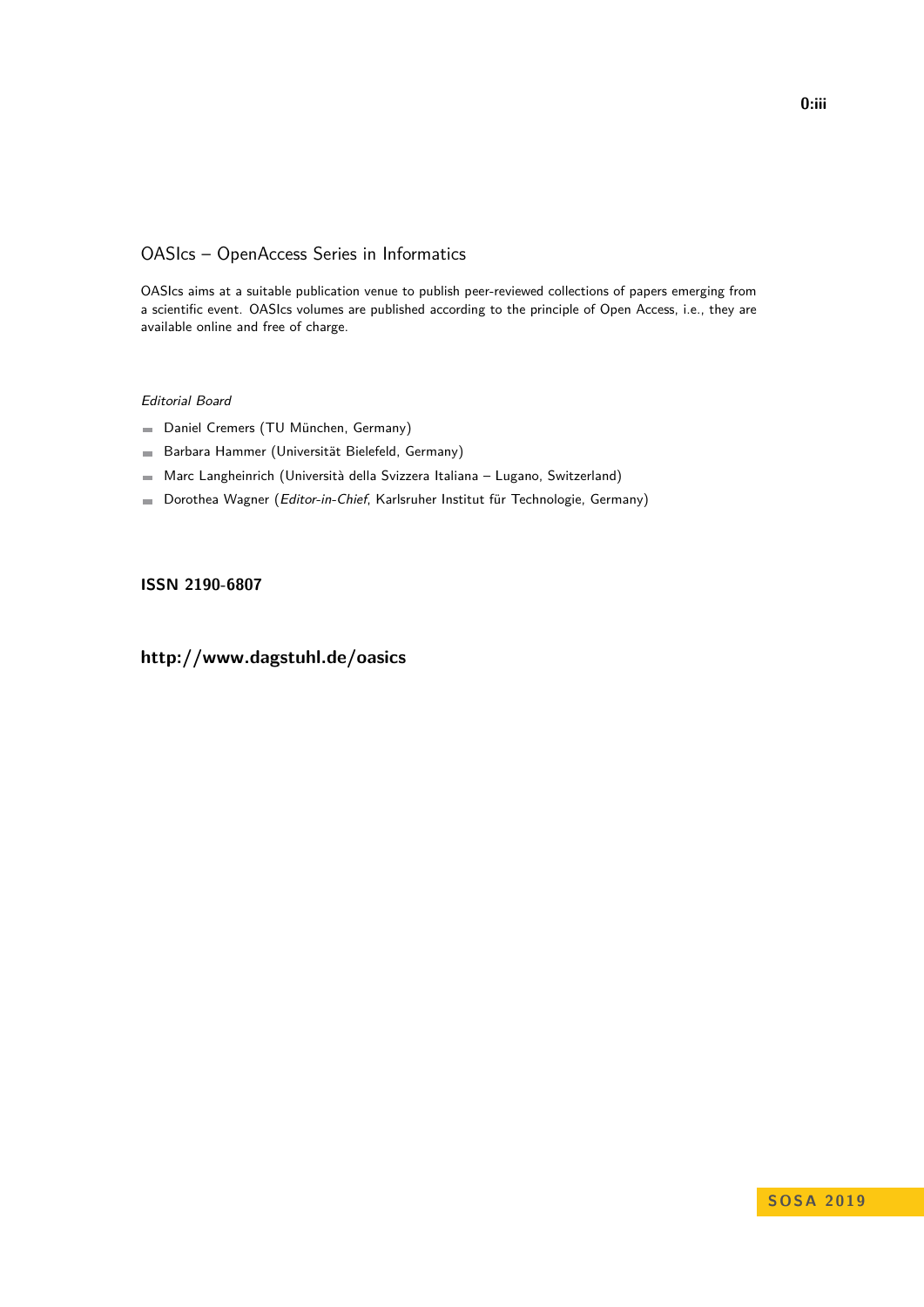## OASIcs – OpenAccess Series in Informatics

OASIcs aims at a suitable publication venue to publish peer-reviewed collections of papers emerging from a scientific event. OASIcs volumes are published according to the principle of Open Access, i.e., they are available online and free of charge.

*Editorial Board*

- Daniel Cremers (TU München, Germany)
- Barbara Hammer (Universität Bielefeld, Germany)
- Marc Langheinrich (Università della Svizzera Italiana – Lugano, Switzerland)
- Dorothea Wagner (*Editor-in-Chief*, Karlsruher Institut für Technologie, Germany)

**ISSN 2190-6807**

**http://www.dagstuhl.de/oasics**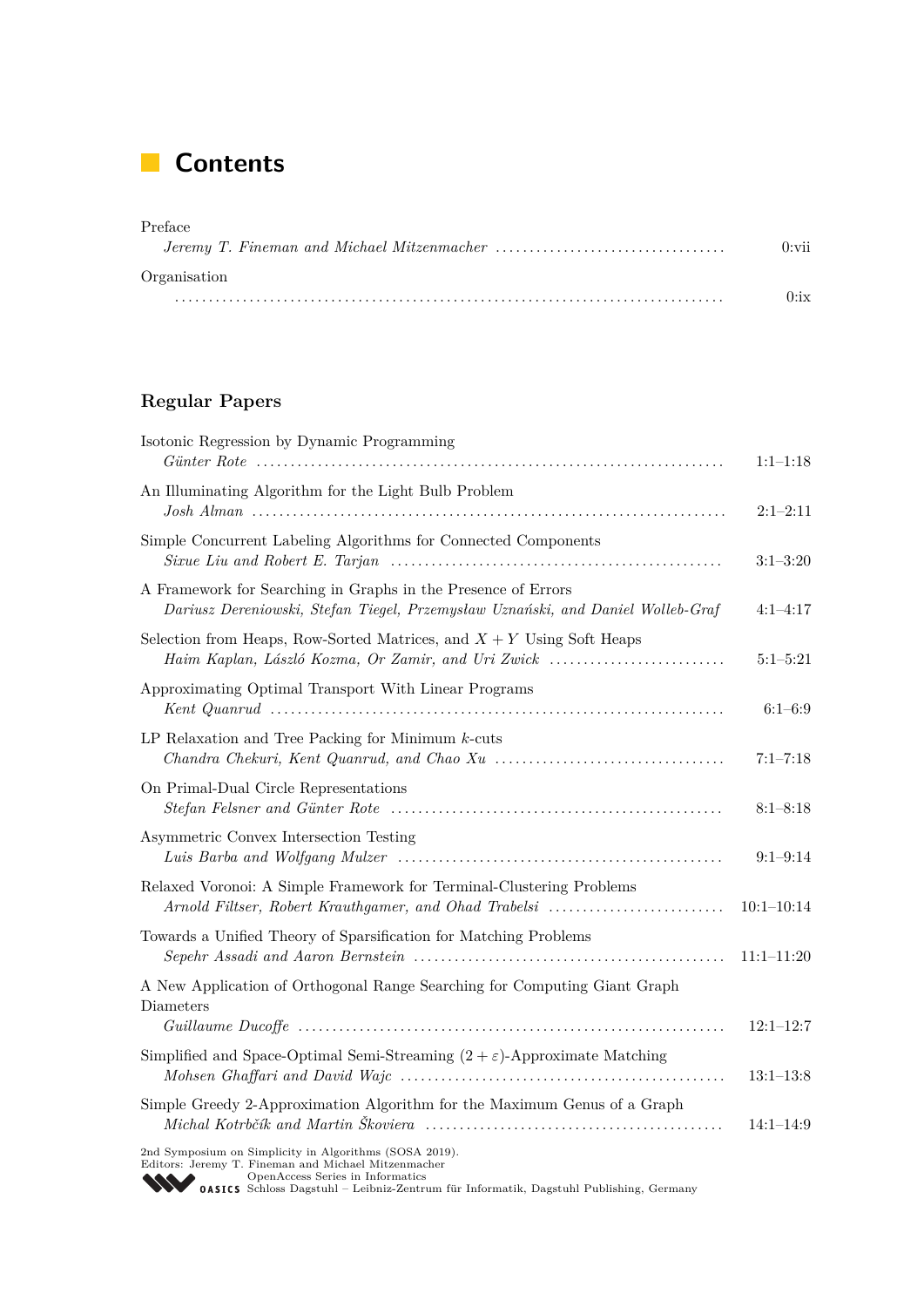# Contents

Preface
*Jeremy T. Fineman and Michael Mitzenmacher* .................................. 0:vii

Organisation
.................................................................................. 0:ix

## Regular Papers

Isotonic Regression by Dynamic Programming
*Günter Rote* .................................................................. 1:1–1:18

An Illuminating Algorithm for the Light Bulb Problem
*Josh Alman* .................................................................. 2:1–2:11

Simple Concurrent Labeling Algorithms for Connected Components
*Sixue Liu and Robert E. Tarjan* .............................................. 3:1–3:20

A Framework for Searching in Graphs in the Presence of Errors
*Dariusz Dereniowski, Stefan Tiegel, Przemysław Uznański, and Daniel Wolleb-Graf* 4:1–4:17

Selection from Heaps, Row-Sorted Matrices, and $X + Y$ Using Soft Heaps
*Haim Kaplan, László Kozma, Or Zamir, and Uri Zwick* .......................... 5:1–5:21

Approximating Optimal Transport With Linear Programs
*Kent Quanrud* ................................................................ 6:1–6:9

LP Relaxation and Tree Packing for Minimum $k$-cuts
*Chandra Chekuri, Kent Quanrud, and Chao Xu* .................................. 7:1–7:18

On Primal-Dual Circle Representations
*Stefan Felsner and Günter Rote* .............................................. 8:1–8:18

Asymmetric Convex Intersection Testing
*Luis Barba and Wolfgang Mulzer* .............................................. 9:1–9:14

Relaxed Voronoi: A Simple Framework for Terminal-Clustering Problems
*Arnold Filtser, Robert Krauthgamer, and Ohad Trabelsi* ....................... 10:1–10:14

Towards a Unified Theory of Sparsification for Matching Problems
*Sepehr Assadi and Aaron Bernstein* ........................................... 11:1–11:20

A New Application of Orthogonal Range Searching for Computing Giant Graph Diameters
*Guillaume Ducoffe* ........................................................... 12:1–12:7

Simplified and Space-Optimal Semi-Streaming $(2 + \varepsilon)$-Approximate Matching
*Mohsen Ghaffari and David Wajc* .............................................. 13:1–13:8

Simple Greedy 2-Approximation Algorithm for the Maximum Genus of a Graph
*Michal Kotrbčík and Martin Škoviera* ......................................... 14:1–14:9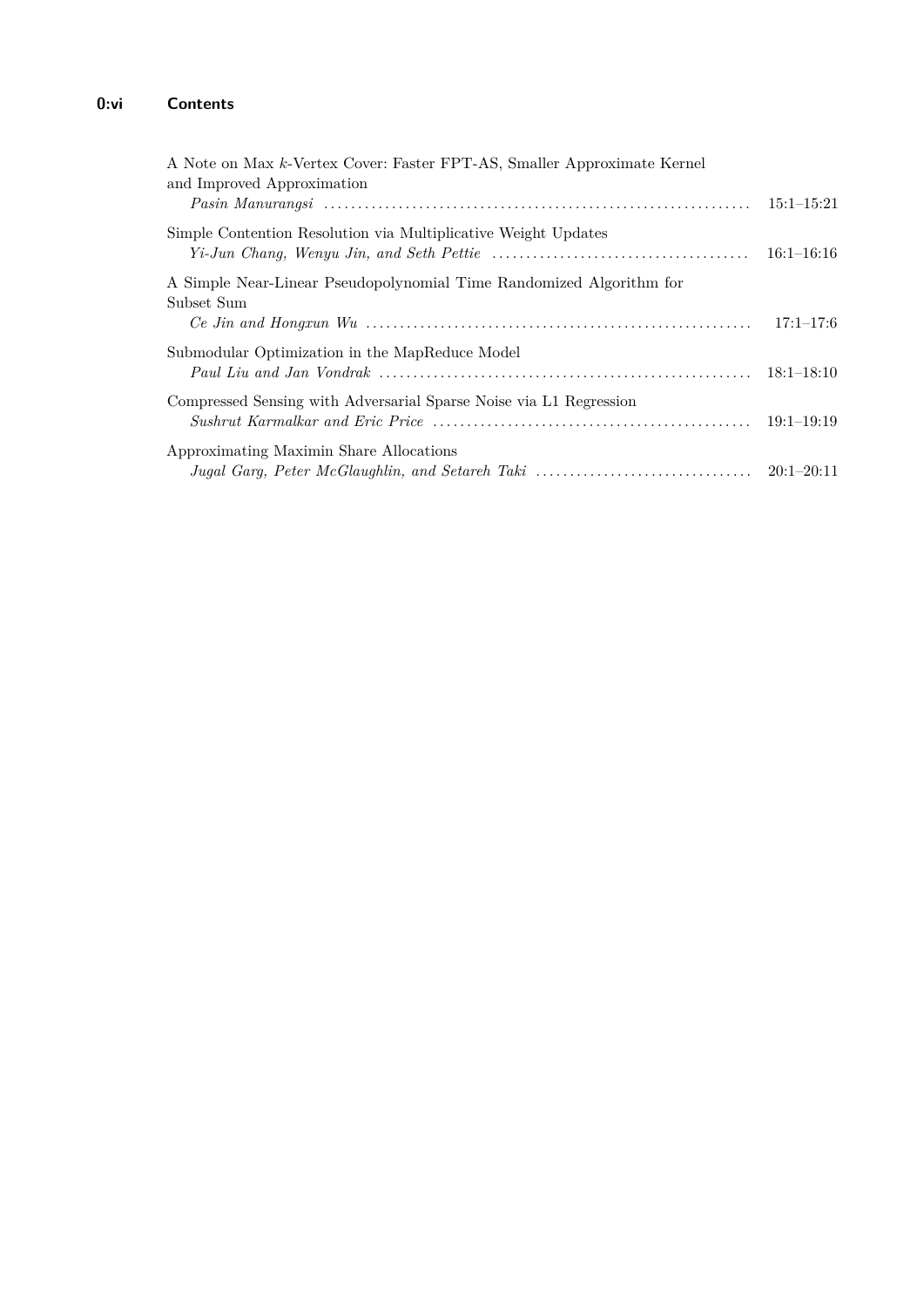A Note on Max $k$-Vertex Cover: Faster FPT-AS, Smaller Approximate Kernel and Improved Approximation
*Pasin Manurangsi* ........ 15:1–15:21

Simple Contention Resolution via Multiplicative Weight Updates
*Yi-Jun Chang, Wenyu Jin, and Seth Pettie* ........ 16:1–16:16

A Simple Near-Linear Pseudopolynomial Time Randomized Algorithm for Subset Sum
*Ce Jin and Hongxun Wu* ........ 17:1–17:6

Submodular Optimization in the MapReduce Model
*Paul Liu and Jan Vondrak* ........ 18:1–18:10

Compressed Sensing with Adversarial Sparse Noise via L1 Regression
*Sushrut Karmalkar and Eric Price* ........ 19:1–19:19

Approximating Maximin Share Allocations
*Jugal Garg, Peter McGlaughlin, and Setareh Taki* ........ 20:1–20:11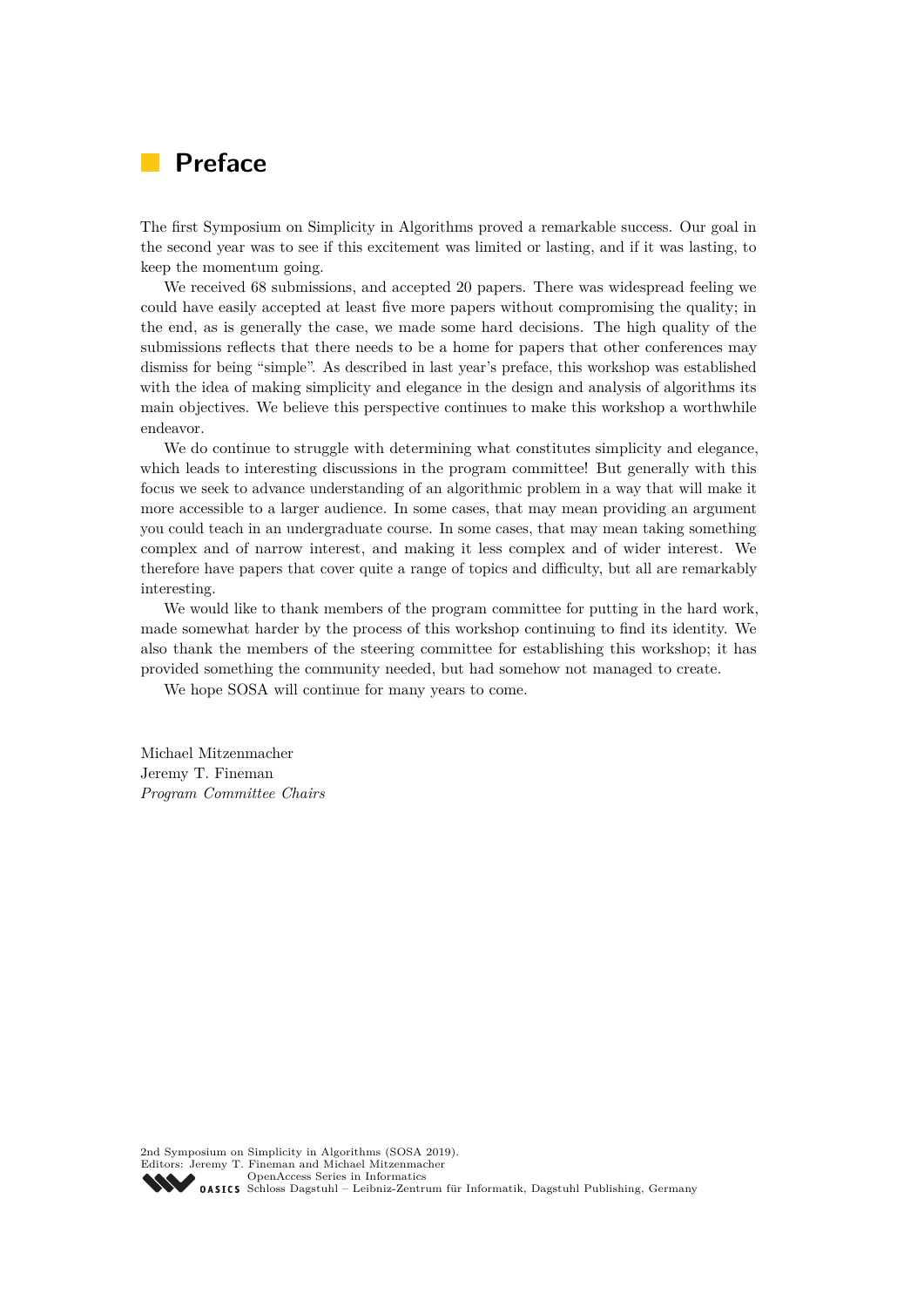# Preface

The first Symposium on Simplicity in Algorithms proved a remarkable success. Our goal in the second year was to see if this excitement was limited or lasting, and if it was lasting, to keep the momentum going.

We received 68 submissions, and accepted 20 papers. There was widespread feeling we could have easily accepted at least five more papers without compromising the quality; in the end, as is generally the case, we made some hard decisions. The high quality of the submissions reflects that there needs to be a home for papers that other conferences may dismiss for being "simple". As described in last year's preface, this workshop was established with the idea of making simplicity and elegance in the design and analysis of algorithms its main objectives. We believe this perspective continues to make this workshop a worthwhile endeavor.

We do continue to struggle with determining what constitutes simplicity and elegance, which leads to interesting discussions in the program committee! But generally with this focus we seek to advance understanding of an algorithmic problem in a way that will make it more accessible to a larger audience. In some cases, that may mean providing an argument you could teach in an undergraduate course. In some cases, that may mean taking something complex and of narrow interest, and making it less complex and of wider interest. We therefore have papers that cover quite a range of topics and difficulty, but all are remarkably interesting.

We would like to thank members of the program committee for putting in the hard work, made somewhat harder by the process of this workshop continuing to find its identity. We also thank the members of the steering committee for establishing this workshop; it has provided something the community needed, but had somehow not managed to create.

We hope SOSA will continue for many years to come.

Michael Mitzenmacher
Jeremy T. Fineman
*Program Committee Chairs*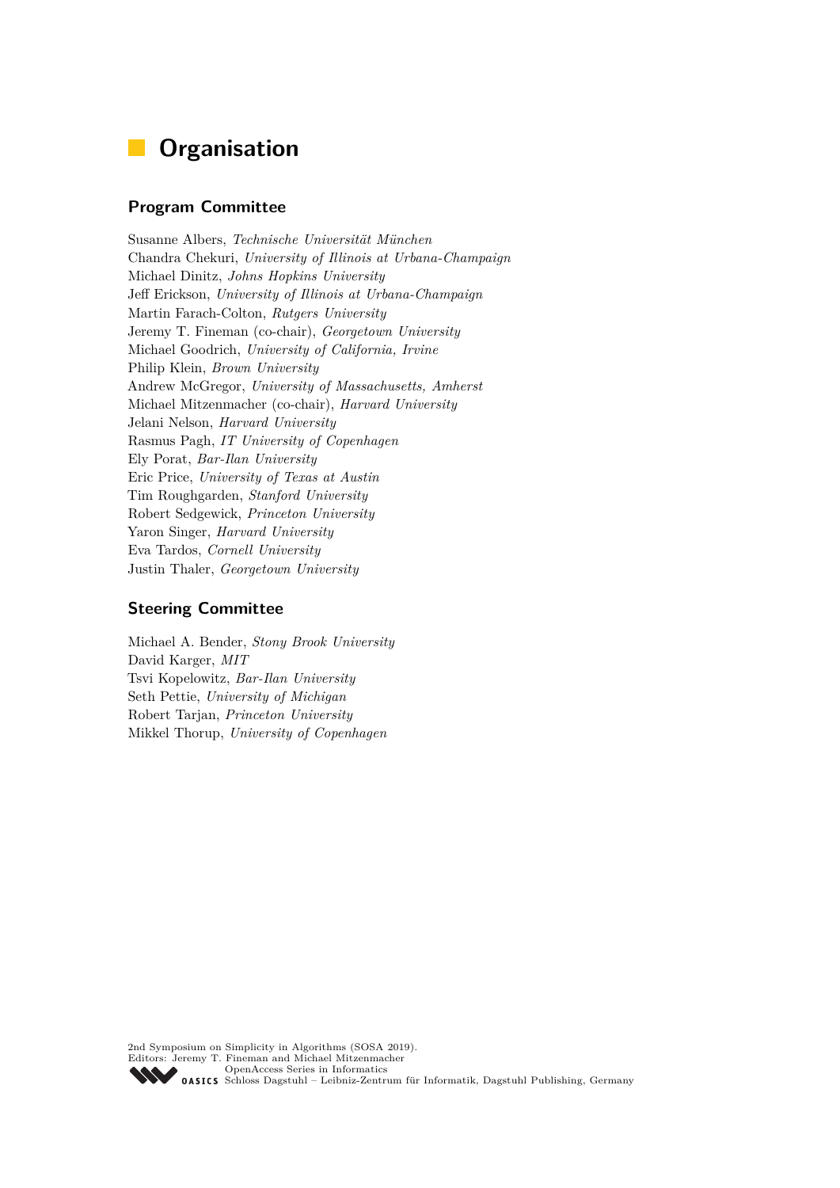# Organisation

## Program Committee

Susanne Albers, *Technische Universität München*
Chandra Chekuri, *University of Illinois at Urbana-Champaign*
Michael Dinitz, *Johns Hopkins University*
Jeff Erickson, *University of Illinois at Urbana-Champaign*
Martin Farach-Colton, *Rutgers University*
Jeremy T. Fineman (co-chair), *Georgetown University*
Michael Goodrich, *University of California, Irvine*
Philip Klein, *Brown University*
Andrew McGregor, *University of Massachusetts, Amherst*
Michael Mitzenmacher (co-chair), *Harvard University*
Jelani Nelson, *Harvard University*
Rasmus Pagh, *IT University of Copenhagen*
Ely Porat, *Bar-Ilan University*
Eric Price, *University of Texas at Austin*
Tim Roughgarden, *Stanford University*
Robert Sedgewick, *Princeton University*
Yaron Singer, *Harvard University*
Eva Tardos, *Cornell University*
Justin Thaler, *Georgetown University*

## Steering Committee

Michael A. Bender, *Stony Brook University*
David Karger, *MIT*
Tsvi Kopelowitz, *Bar-Ilan University*
Seth Pettie, *University of Michigan*
Robert Tarjan, *Princeton University*
Mikkel Thorup, *University of Copenhagen*